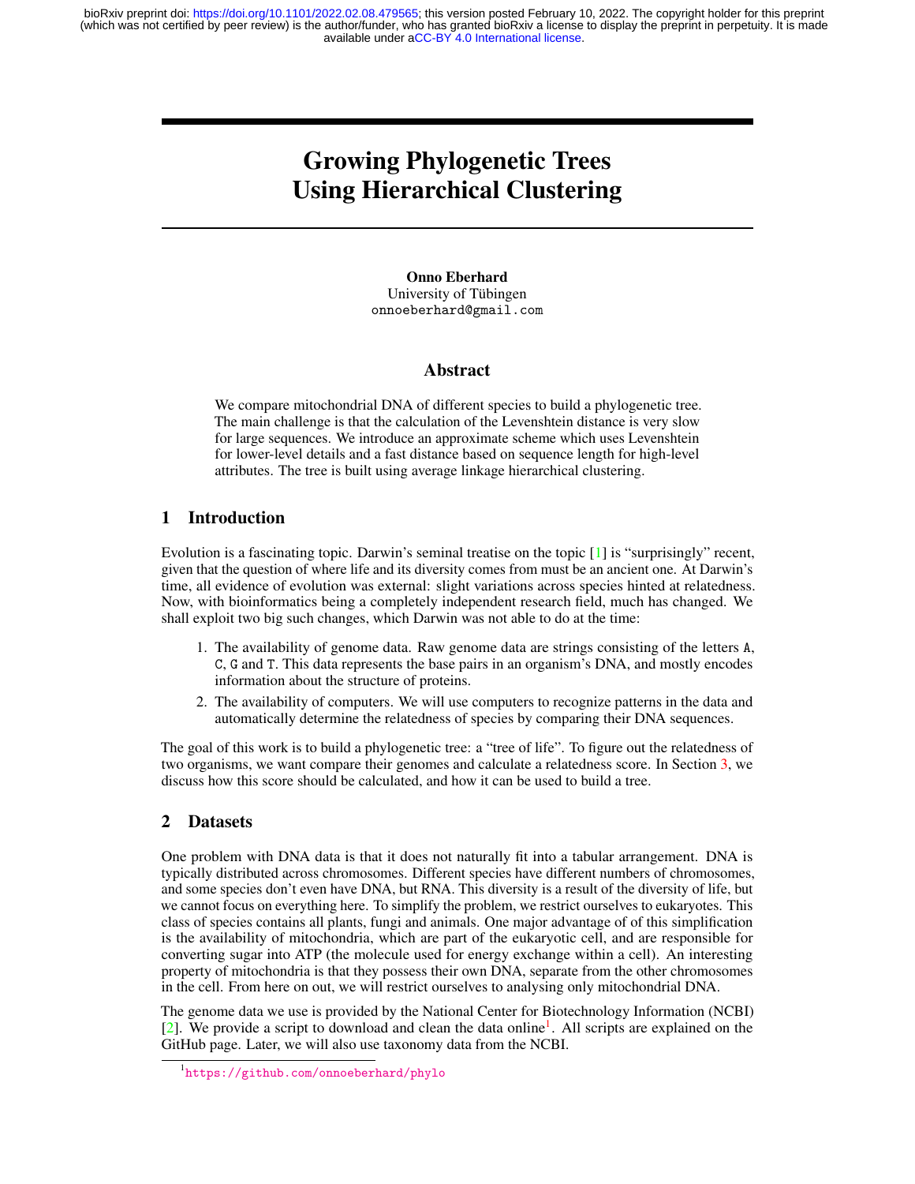# Growing Phylogenetic Trees Using Hierarchical Clustering

**Onno Eberhard**
University of Tübingen
onnoeberhard@gmail.com

## Abstract

We compare mitochondrial DNA of different species to build a phylogenetic tree. The main challenge is that the calculation of the Levenshtein distance is very slow for large sequences. We introduce an approximate scheme which uses Levenshtein for lower-level details and a fast distance based on sequence length for high-level attributes. The tree is built using average linkage hierarchical clustering.

## 1 Introduction

Evolution is a fascinating topic. Darwin's seminal treatise on the topic [1] is "surprisingly" recent, given that the question of where life and its diversity comes from must be an ancient one. At Darwin's time, all evidence of evolution was external: slight variations across species hinted at relatedness. Now, with bioinformatics being a completely independent research field, much has changed. We shall exploit two big such changes, which Darwin was not able to do at the time:

1. The availability of genome data. Raw genome data are strings consisting of the letters A, C, G and T. This data represents the base pairs in an organism's DNA, and mostly encodes information about the structure of proteins.
2. The availability of computers. We will use computers to recognize patterns in the data and automatically determine the relatedness of species by comparing their DNA sequences.

The goal of this work is to build a phylogenetic tree: a "tree of life". To figure out the relatedness of two organisms, we want compare their genomes and calculate a relatedness score. In Section 3, we discuss how this score should be calculated, and how it can be used to build a tree.

## 2 Datasets

One problem with DNA data is that it does not naturally fit into a tabular arrangement. DNA is typically distributed across chromosomes. Different species have different numbers of chromosomes, and some species don't even have DNA, but RNA. This diversity is a result of the diversity of life, but we cannot focus on everything here. To simplify the problem, we restrict ourselves to eukaryotes. This class of species contains all plants, fungi and animals. One major advantage of of this simplification is the availability of mitochondria, which are part of the eukaryotic cell, and are responsible for converting sugar into ATP (the molecule used for energy exchange within a cell). An interesting property of mitochondria is that they possess their own DNA, separate from the other chromosomes in the cell. From here on out, we will restrict ourselves to analysing only mitochondrial DNA.

The genome data we use is provided by the National Center for Biotechnology Information (NCBI) [2]. We provide a script to download and clean the data online[1]. All scripts are explained on the GitHub page. Later, we will also use taxonomy data from the NCBI.

[1] https://github.com/onnoeberhard/phylo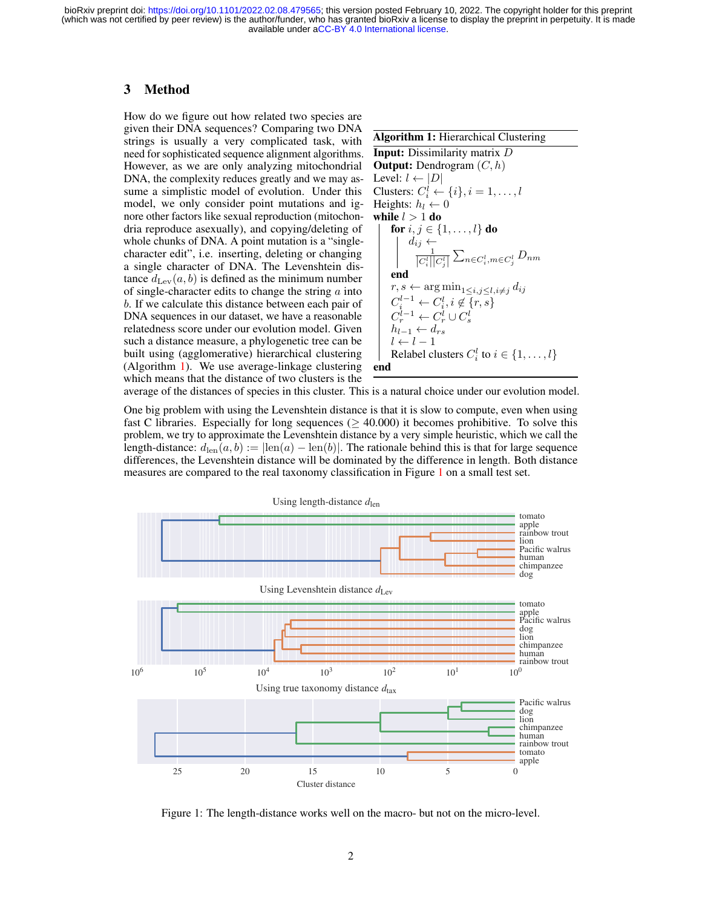## 3 Method

How do we figure out how related two species are given their DNA sequences? Comparing two DNA strings is usually a very complicated task, with need for sophisticated sequence alignment algorithms. However, as we are only analyzing mitochondrial DNA, the complexity reduces greatly and we may assume a simplistic model of evolution. Under this model, we only consider point mutations and ignore other factors like sexual reproduction (mitochondria reproduce asexually), and copying/deleting of whole chunks of DNA. A point mutation is a "single-character edit", i.e. inserting, deleting or changing a single character of DNA. The Levenshtein distance $d_{\text{Lev}}(a, b)$ is defined as the minimum number of single-character edits to change the string $a$ into $b$. If we calculate this distance between each pair of DNA sequences in our dataset, we have a reasonable relatedness score under our evolution model. Given such a distance measure, a phylogenetic tree can be built using (agglomerative) hierarchical clustering (Algorithm 1). We use average-linkage clustering which means that the distance of two clusters is the average of the distances of species in this cluster. This is a natural choice under our evolution model.

**Algorithm 1:** Hierarchical Clustering

```
Input: Dissimilarity matrix D
Output: Dendrogram (C, h)
Level: l ← |D|
Clusters: C_i^l ← {i}, i = 1, ..., l
Heights: h_l ← 0
while l > 1 do
    for i, j ∈ {1, ..., l} do
        d_ij ← 1/(|C_i^l||C_j^l|) Σ_{n∈C_i^l, m∈C_j^l} D_nm
    end
    r, s ← argmin_{1≤i,j≤l, i≠j} d_ij
    C_i^{l-1} ← C_i^l, i ∉ {r, s}
    C_r^{l-1} ← C_r^l ∪ C_s^l
    h_{l-1} ← d_rs
    l ← l - 1
    Relabel clusters C_i^l to i ∈ {1, ..., l}
end
```

One big problem with using the Levenshtein distance is that it is slow to compute, even when using fast C libraries. Especially for long sequences ($\geq$ 40.000) it becomes prohibitive. To solve this problem, we try to approximate the Levenshtein distance by a very simple heuristic, which we call the length-distance: $d_{\text{len}}(a, b) := |\text{len}(a) - \text{len}(b)|$. The rationale behind this is that for large sequence differences, the Levenshtein distance will be dominated by the difference in length. Both distance measures are compared to the real taxonomy classification in Figure 1 on a small test set.

Figure 1: The length-distance works well on the macro- but not on the micro-level.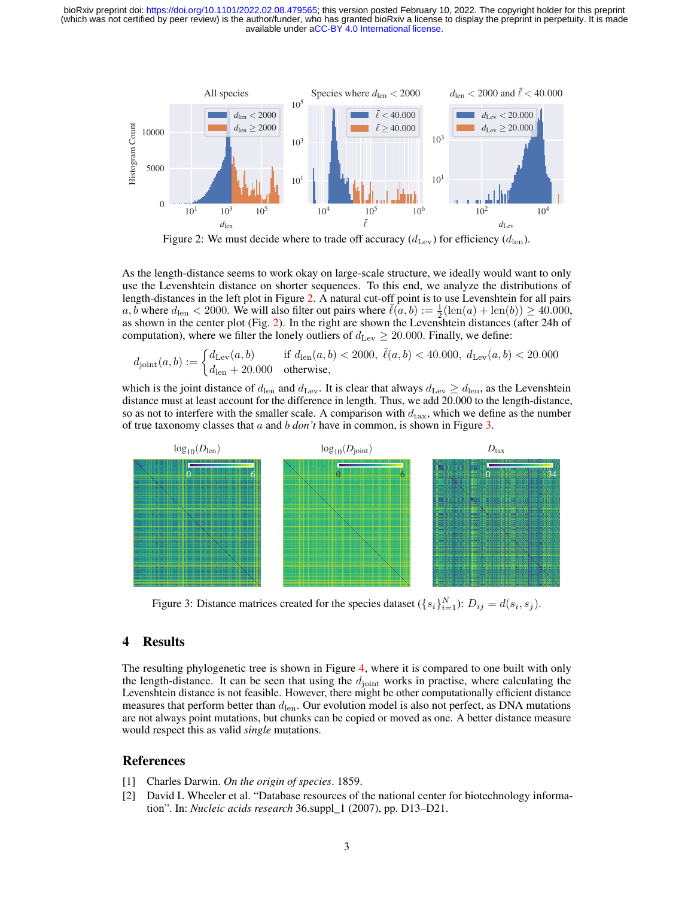Figure 2: We must decide where to trade off accuracy ($d_{\text{Lev}}$) for efficiency ($d_{\text{len}}$).

As the length-distance seems to work okay on large-scale structure, we ideally would want to only use the Levenshtein distance on shorter sequences. To this end, we analyze the distributions of length-distances in the left plot in Figure 2. A natural cut-off point is to use Levenshtein for all pairs $a, b$ where $d_{\text{len}} < 2000$. We will also filter out pairs where $\bar{\ell}(a, b) := \frac{1}{2}(\text{len}(a) + \text{len}(b)) \geq 40.000$, as shown in the center plot (Fig. 2). In the right are shown the Levenshtein distances (after 24h of computation), where we filter the lonely outliers of $d_{\text{Lev}} \geq 20.000$. Finally, we define:

$$d_{\text{joint}}(a, b) := \begin{cases} d_{\text{Lev}}(a, b) & \text{if } d_{\text{len}}(a, b) < 2000,\ \bar{\ell}(a, b) < 40.000,\ d_{\text{Lev}}(a, b) < 20.000 \\ d_{\text{len}} + 20.000 & \text{otherwise,} \end{cases}$$

which is the joint distance of $d_{\text{len}}$ and $d_{\text{Lev}}$. It is clear that always $d_{\text{Lev}} \geq d_{\text{len}}$, as the Levenshtein distance must at least account for the difference in length. Thus, we add 20.000 to the length-distance, so as not to interfere with the smaller scale. A comparison with $d_{\text{tax}}$, which we define as the number of true taxonomy classes that $a$ and $b$ *don't* have in common, is shown in Figure 3.

Figure 3: Distance matrices created for the species dataset ($\{s_i\}_{i=1}^{N}$): $D_{ij} = d(s_i, s_j)$.

## 4 Results

The resulting phylogenetic tree is shown in Figure 4, where it is compared to one built with only the length-distance. It can be seen that using the $d_{\text{joint}}$ works in practise, where calculating the Levenshtein distance is not feasible. However, there might be other computationally efficient distance measures that perform better than $d_{\text{len}}$. Our evolution model is also not perfect, as DNA mutations are not always point mutations, but chunks can be copied or moved as one. A better distance measure would respect this as valid *single* mutations.

## References

[1] Charles Darwin. *On the origin of species*. 1859.

[2] David L Wheeler et al. "Database resources of the national center for biotechnology information". In: *Nucleic acids research* 36.suppl_1 (2007), pp. D13–D21.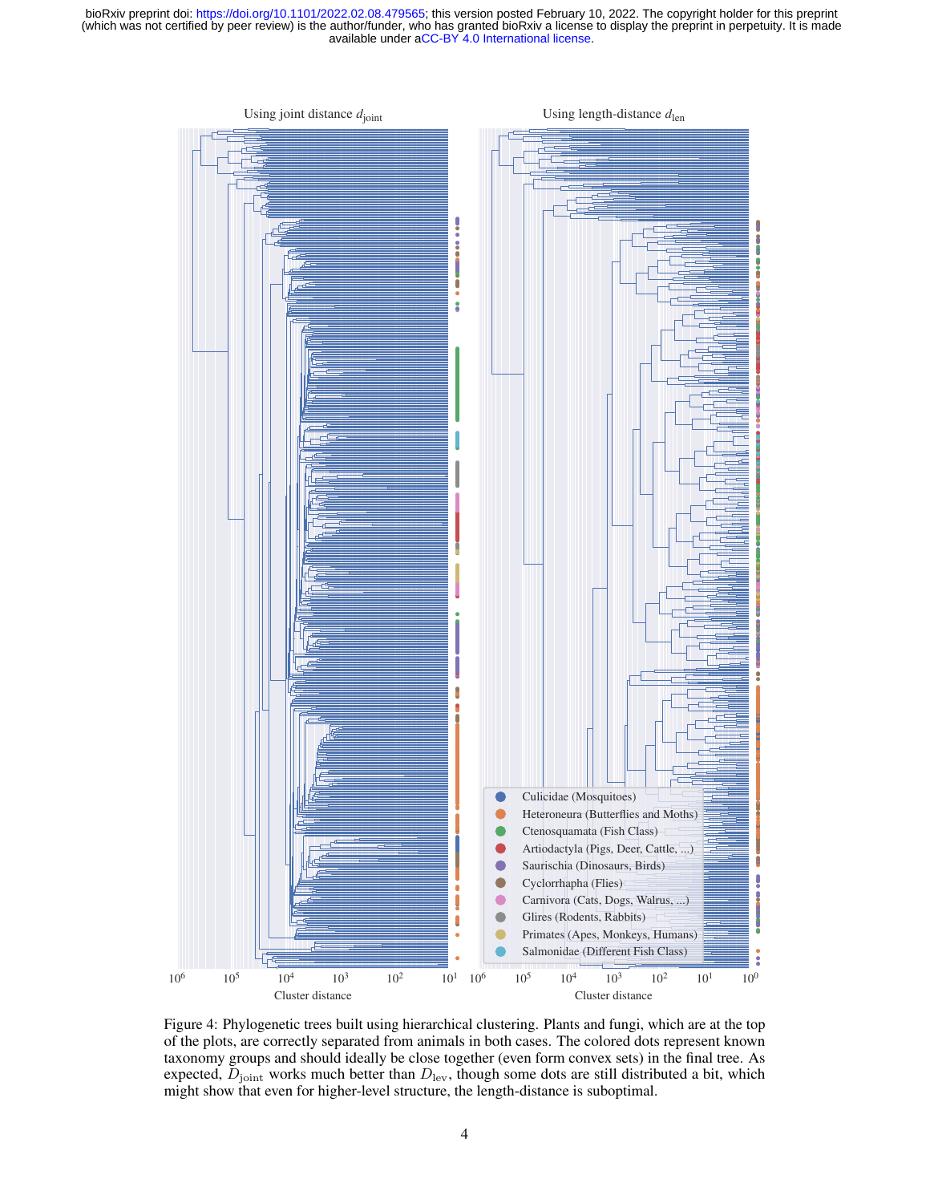Using joint distance $d_{\text{joint}}$

Using length-distance $d_{\text{len}}$

Culicidae (Mosquitoes)
Heteroneura (Butterflies and Moths)
Ctenosquamata (Fish Class)
Artiodactyla (Pigs, Deer, Cattle, ...)
Saurischia (Dinosaurs, Birds)
Cyclorrhapha (Flies)
Carnivora (Cats, Dogs, Walrus, ...)
Glires (Rodents, Rabbits)
Primates (Apes, Monkeys, Humans)
Salmonidae (Different Fish Class)

$10^6$ $10^5$ $10^4$ $10^3$ $10^2$ $10^1$
Cluster distance

$10^6$ $10^5$ $10^4$ $10^3$ $10^2$ $10^1$ $10^0$
Cluster distance

Figure 4: Phylogenetic trees built using hierarchical clustering. Plants and fungi, which are at the top of the plots, are correctly separated from animals in both cases. The colored dots represent known taxonomy groups and should ideally be close together (even form convex sets) in the final tree. As expected, $D_{\text{joint}}$ works much better than $D_{\text{lev}}$, though some dots are still distributed a bit, which might show that even for higher-level structure, the length-distance is suboptimal.